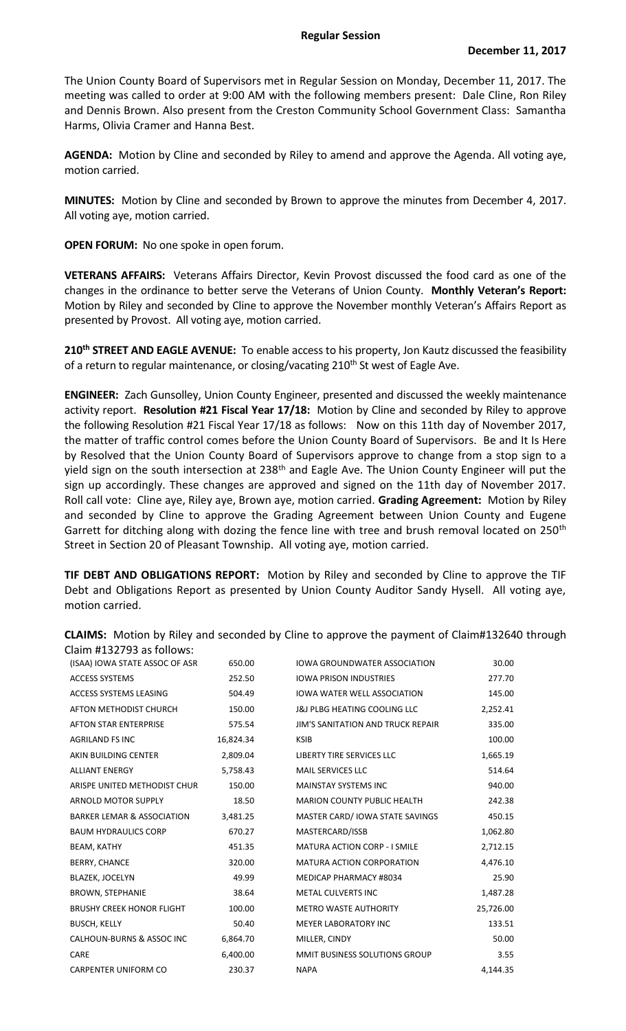**Regular Session**

**December 11, 2017**

The Union County Board of Supervisors met in Regular Session on Monday, December 11, 2017. The meeting was called to order at 9:00 AM with the following members present: Dale Cline, Ron Riley and Dennis Brown. Also present from the Creston Community School Government Class: Samantha Harms, Olivia Cramer and Hanna Best.

**AGENDA:** Motion by Cline and seconded by Riley to amend and approve the Agenda. All voting aye, motion carried.

**MINUTES:** Motion by Cline and seconded by Brown to approve the minutes from December 4, 2017. All voting aye, motion carried.

**OPEN FORUM:** No one spoke in open forum.

**VETERANS AFFAIRS:** Veterans Affairs Director, Kevin Provost discussed the food card as one of the changes in the ordinance to better serve the Veterans of Union County. **Monthly Veteran's Report:** Motion by Riley and seconded by Cline to approve the November monthly Veteran's Affairs Report as presented by Provost. All voting aye, motion carried.

**210th STREET AND EAGLE AVENUE:** To enable access to his property, Jon Kautz discussed the feasibility of a return to regular maintenance, or closing/vacating 210th St west of Eagle Ave.

**ENGINEER:** Zach Gunsolley, Union County Engineer, presented and discussed the weekly maintenance activity report. **Resolution #21 Fiscal Year 17/18:** Motion by Cline and seconded by Riley to approve the following Resolution #21 Fiscal Year 17/18 as follows: Now on this 11th day of November 2017, the matter of traffic control comes before the Union County Board of Supervisors. Be and It Is Here by Resolved that the Union County Board of Supervisors approve to change from a stop sign to a yield sign on the south intersection at 238th and Eagle Ave. The Union County Engineer will put the sign up accordingly. These changes are approved and signed on the 11th day of November 2017. Roll call vote: Cline aye, Riley aye, Brown aye, motion carried. **Grading Agreement:** Motion by Riley and seconded by Cline to approve the Grading Agreement between Union County and Eugene Garrett for ditching along with dozing the fence line with tree and brush removal located on 250th Street in Section 20 of Pleasant Township. All voting aye, motion carried.

**TIF DEBT AND OBLIGATIONS REPORT:** Motion by Riley and seconded by Cline to approve the TIF Debt and Obligations Report as presented by Union County Auditor Sandy Hysell. All voting aye, motion carried.

**CLAIMS:** Motion by Riley and seconded by Cline to approve the payment of Claim#132640 through Claim #132793 as follows:

| | | | |
|---|---|---|---|
| (ISAA) IOWA STATE ASSOC OF ASR | 650.00 | IOWA GROUNDWATER ASSOCIATION | 30.00 |
| ACCESS SYSTEMS | 252.50 | IOWA PRISON INDUSTRIES | 277.70 |
| ACCESS SYSTEMS LEASING | 504.49 | IOWA WATER WELL ASSOCIATION | 145.00 |
| AFTON METHODIST CHURCH | 150.00 | J&J PLBG HEATING COOLING LLC | 2,252.41 |
| AFTON STAR ENTERPRISE | 575.54 | JIM'S SANITATION AND TRUCK REPAIR | 335.00 |
| AGRILAND FS INC | 16,824.34 | KSIB | 100.00 |
| AKIN BUILDING CENTER | 2,809.04 | LIBERTY TIRE SERVICES LLC | 1,665.19 |
| ALLIANT ENERGY | 5,758.43 | MAIL SERVICES LLC | 514.64 |
| ARISPE UNITED METHODIST CHUR | 150.00 | MAINSTAY SYSTEMS INC | 940.00 |
| ARNOLD MOTOR SUPPLY | 18.50 | MARION COUNTY PUBLIC HEALTH | 242.38 |
| BARKER LEMAR & ASSOCIATION | 3,481.25 | MASTER CARD/ IOWA STATE SAVINGS | 450.15 |
| BAUM HYDRAULICS CORP | 670.27 | MASTERCARD/ISSB | 1,062.80 |
| BEAM, KATHY | 451.35 | MATURA ACTION CORP - I SMILE | 2,712.15 |
| BERRY, CHANCE | 320.00 | MATURA ACTION CORPORATION | 4,476.10 |
| BLAZEK, JOCELYN | 49.99 | MEDICAP PHARMACY #8034 | 25.90 |
| BROWN, STEPHANIE | 38.64 | METAL CULVERTS INC | 1,487.28 |
| BRUSHY CREEK HONOR FLIGHT | 100.00 | METRO WASTE AUTHORITY | 25,726.00 |
| BUSCH, KELLY | 50.40 | MEYER LABORATORY INC | 133.51 |
| CALHOUN-BURNS & ASSOC INC | 6,864.70 | MILLER, CINDY | 50.00 |
| CARE | 6,400.00 | MMIT BUSINESS SOLUTIONS GROUP | 3.55 |
| CARPENTER UNIFORM CO | 230.37 | NAPA | 4,144.35 |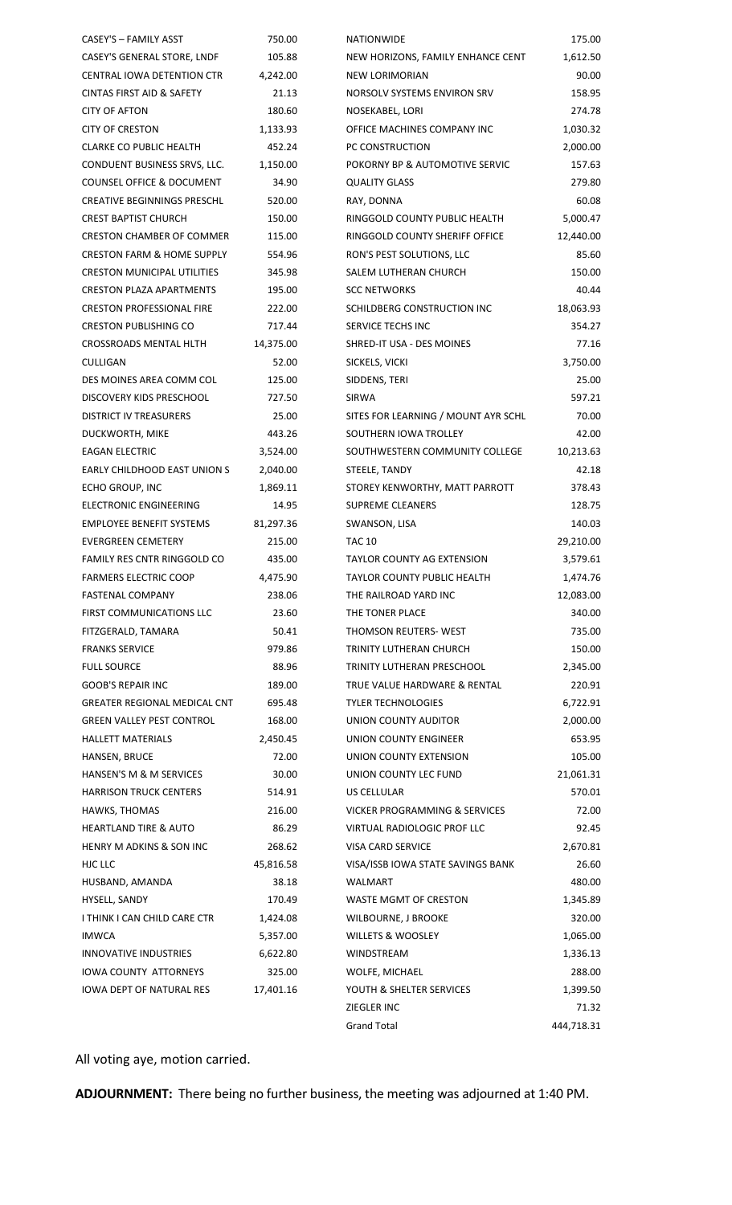| | | | |
|---|---|---|---|
| CASEY'S – FAMILY ASST | 750.00 | NATIONWIDE | 175.00 |
| CASEY'S GENERAL STORE, LNDF | 105.88 | NEW HORIZONS, FAMILY ENHANCE CENT | 1,612.50 |
| CENTRAL IOWA DETENTION CTR | 4,242.00 | NEW LORIMORIAN | 90.00 |
| CINTAS FIRST AID & SAFETY | 21.13 | NORSOLV SYSTEMS ENVIRON SRV | 158.95 |
| CITY OF AFTON | 180.60 | NOSEKABEL, LORI | 274.78 |
| CITY OF CRESTON | 1,133.93 | OFFICE MACHINES COMPANY INC | 1,030.32 |
| CLARKE CO PUBLIC HEALTH | 452.24 | PC CONSTRUCTION | 2,000.00 |
| CONDUENT BUSINESS SRVS, LLC. | 1,150.00 | POKORNY BP & AUTOMOTIVE SERVIC | 157.63 |
| COUNSEL OFFICE & DOCUMENT | 34.90 | QUALITY GLASS | 279.80 |
| CREATIVE BEGINNINGS PRESCHL | 520.00 | RAY, DONNA | 60.08 |
| CREST BAPTIST CHURCH | 150.00 | RINGGOLD COUNTY PUBLIC HEALTH | 5,000.47 |
| CRESTON CHAMBER OF COMMER | 115.00 | RINGGOLD COUNTY SHERIFF OFFICE | 12,440.00 |
| CRESTON FARM & HOME SUPPLY | 554.96 | RON'S PEST SOLUTIONS, LLC | 85.60 |
| CRESTON MUNICIPAL UTILITIES | 345.98 | SALEM LUTHERAN CHURCH | 150.00 |
| CRESTON PLAZA APARTMENTS | 195.00 | SCC NETWORKS | 40.44 |
| CRESTON PROFESSIONAL FIRE | 222.00 | SCHILDBERG CONSTRUCTION INC | 18,063.93 |
| CRESTON PUBLISHING CO | 717.44 | SERVICE TECHS INC | 354.27 |
| CROSSROADS MENTAL HLTH | 14,375.00 | SHRED-IT USA - DES MOINES | 77.16 |
| CULLIGAN | 52.00 | SICKELS, VICKI | 3,750.00 |
| DES MOINES AREA COMM COL | 125.00 | SIDDENS, TERI | 25.00 |
| DISCOVERY KIDS PRESCHOOL | 727.50 | SIRWA | 597.21 |
| DISTRICT IV TREASURERS | 25.00 | SITES FOR LEARNING / MOUNT AYR SCHL | 70.00 |
| DUCKWORTH, MIKE | 443.26 | SOUTHERN IOWA TROLLEY | 42.00 |
| EAGAN ELECTRIC | 3,524.00 | SOUTHWESTERN COMMUNITY COLLEGE | 10,213.63 |
| EARLY CHILDHOOD EAST UNION S | 2,040.00 | STEELE, TANDY | 42.18 |
| ECHO GROUP, INC | 1,869.11 | STOREY KENWORTHY, MATT PARROTT | 378.43 |
| ELECTRONIC ENGINEERING | 14.95 | SUPREME CLEANERS | 128.75 |
| EMPLOYEE BENEFIT SYSTEMS | 81,297.36 | SWANSON, LISA | 140.03 |
| EVERGREEN CEMETERY | 215.00 | TAC 10 | 29,210.00 |
| FAMILY RES CNTR RINGGOLD CO | 435.00 | TAYLOR COUNTY AG EXTENSION | 3,579.61 |
| FARMERS ELECTRIC COOP | 4,475.90 | TAYLOR COUNTY PUBLIC HEALTH | 1,474.76 |
| FASTENAL COMPANY | 238.06 | THE RAILROAD YARD INC | 12,083.00 |
| FIRST COMMUNICATIONS LLC | 23.60 | THE TONER PLACE | 340.00 |
| FITZGERALD, TAMARA | 50.41 | THOMSON REUTERS- WEST | 735.00 |
| FRANKS SERVICE | 979.86 | TRINITY LUTHERAN CHURCH | 150.00 |
| FULL SOURCE | 88.96 | TRINITY LUTHERAN PRESCHOOL | 2,345.00 |
| GOOB'S REPAIR INC | 189.00 | TRUE VALUE HARDWARE & RENTAL | 220.91 |
| GREATER REGIONAL MEDICAL CNT | 695.48 | TYLER TECHNOLOGIES | 6,722.91 |
| GREEN VALLEY PEST CONTROL | 168.00 | UNION COUNTY AUDITOR | 2,000.00 |
| HALLETT MATERIALS | 2,450.45 | UNION COUNTY ENGINEER | 653.95 |
| HANSEN, BRUCE | 72.00 | UNION COUNTY EXTENSION | 105.00 |
| HANSEN'S M & M SERVICES | 30.00 | UNION COUNTY LEC FUND | 21,061.31 |
| HARRISON TRUCK CENTERS | 514.91 | US CELLULAR | 570.01 |
| HAWKS, THOMAS | 216.00 | VICKER PROGRAMMING & SERVICES | 72.00 |
| HEARTLAND TIRE & AUTO | 86.29 | VIRTUAL RADIOLOGIC PROF LLC | 92.45 |
| HENRY M ADKINS & SON INC | 268.62 | VISA CARD SERVICE | 2,670.81 |
| HJC LLC | 45,816.58 | VISA/ISSB IOWA STATE SAVINGS BANK | 26.60 |
| HUSBAND, AMANDA | 38.18 | WALMART | 480.00 |
| HYSELL, SANDY | 170.49 | WASTE MGMT OF CRESTON | 1,345.89 |
| I THINK I CAN CHILD CARE CTR | 1,424.08 | WILBOURNE, J BROOKE | 320.00 |
| IMWCA | 5,357.00 | WILLETS & WOOSLEY | 1,065.00 |
| INNOVATIVE INDUSTRIES | 6,622.80 | WINDSTREAM | 1,336.13 |
| IOWA COUNTY ATTORNEYS | 325.00 | WOLFE, MICHAEL | 288.00 |
| IOWA DEPT OF NATURAL RES | 17,401.16 | YOUTH & SHELTER SERVICES | 1,399.50 |
| | | ZIEGLER INC | 71.32 |
| | | Grand Total | 444,718.31 |

All voting aye, motion carried.

**ADJOURNMENT:** There being no further business, the meeting was adjourned at 1:40 PM.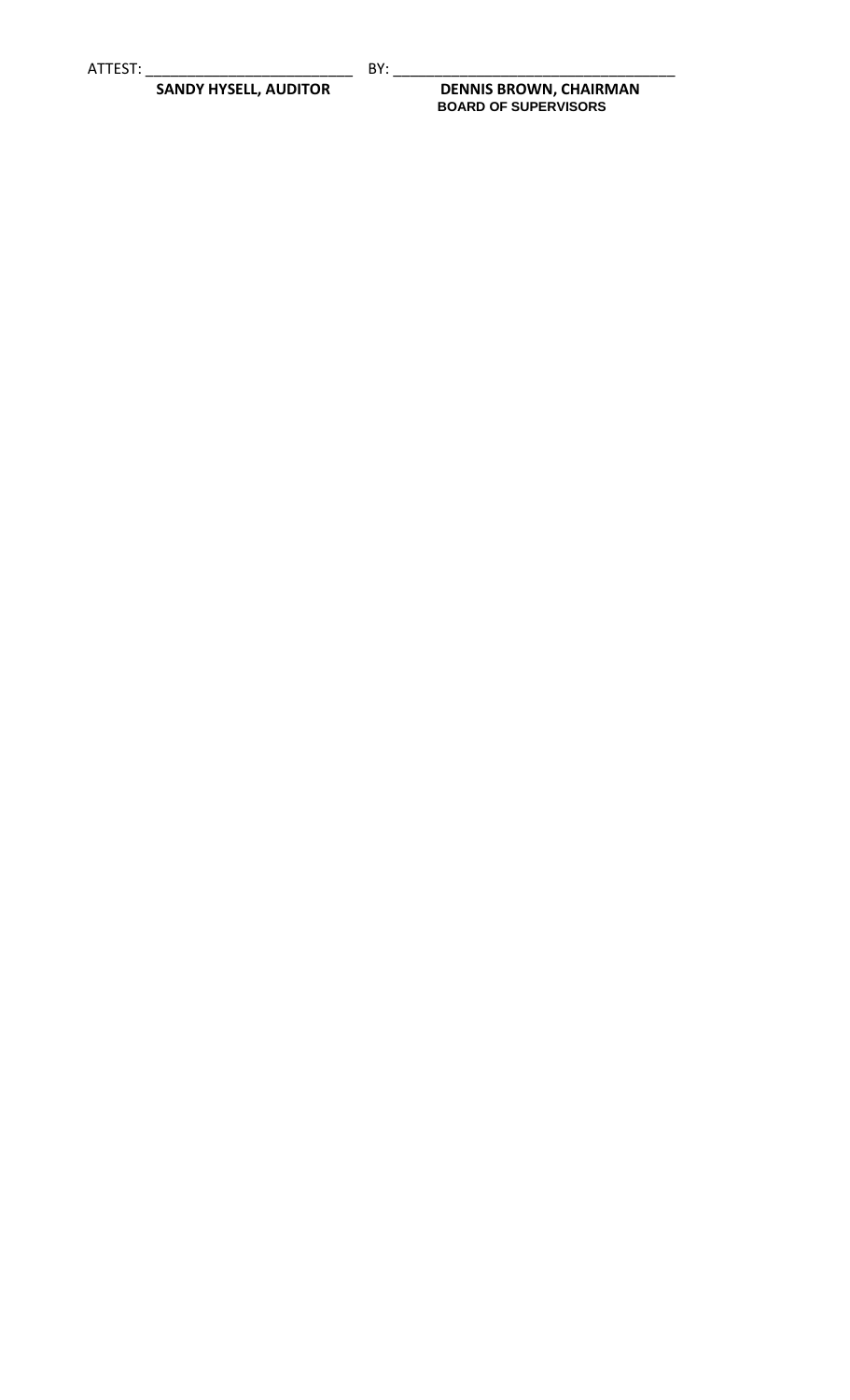ATTEST: ___________________________ BY: ____________________________________

**SANDY HYSELL, AUDITOR** **DENNIS BROWN, CHAIRMAN**

**BOARD OF SUPERVISORS**